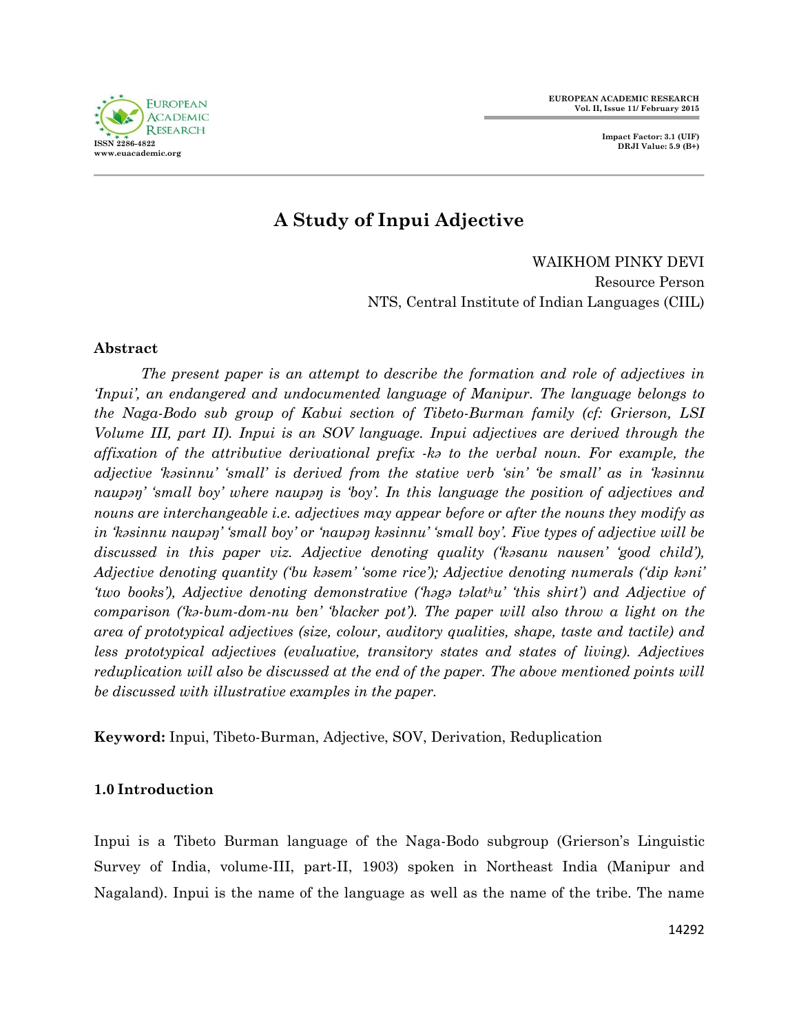# A Study of Inpui Adjective

WAIKHOM PINKY DEVI
Resource Person
NTS, Central Institute of Indian Languages (CIIL)

## Abstract

*The present paper is an attempt to describe the formation and role of adjectives in 'Inpui', an endangered and undocumented language of Manipur. The language belongs to the Naga-Bodo sub group of Kabui section of Tibeto-Burman family (cf: Grierson, LSI Volume III, part II). Inpui is an SOV language. Inpui adjectives are derived through the affixation of the attributive derivational prefix -kə to the verbal noun. For example, the adjective 'kəsinnu' 'small' is derived from the stative verb 'sin' 'be small' as in 'kəsinnu naupəŋ' 'small boy' where naupəŋ is 'boy'. In this language the position of adjectives and nouns are interchangeable i.e. adjectives may appear before or after the nouns they modify as in 'kəsinnu naupəŋ' 'small boy' or 'naupəŋ kəsinnu' 'small boy'. Five types of adjective will be discussed in this paper viz. Adjective denoting quality ('kəsanu nausen' 'good child'), Adjective denoting quantity ('bu kəsem' 'some rice'); Adjective denoting numerals ('dip kəni' 'two books'), Adjective denoting demonstrative ('həgə təlatʰu' 'this shirt') and Adjective of comparison ('kə-bum-dom-nu ben' 'blacker pot'). The paper will also throw a light on the area of prototypical adjectives (size, colour, auditory qualities, shape, taste and tactile) and less prototypical adjectives (evaluative, transitory states and states of living). Adjectives reduplication will also be discussed at the end of the paper. The above mentioned points will be discussed with illustrative examples in the paper.*

**Keyword:** Inpui, Tibeto-Burman, Adjective, SOV, Derivation, Reduplication

## 1.0 Introduction

Inpui is a Tibeto Burman language of the Naga-Bodo subgroup (Grierson's Linguistic Survey of India, volume-III, part-II, 1903) spoken in Northeast India (Manipur and Nagaland). Inpui is the name of the language as well as the name of the tribe. The name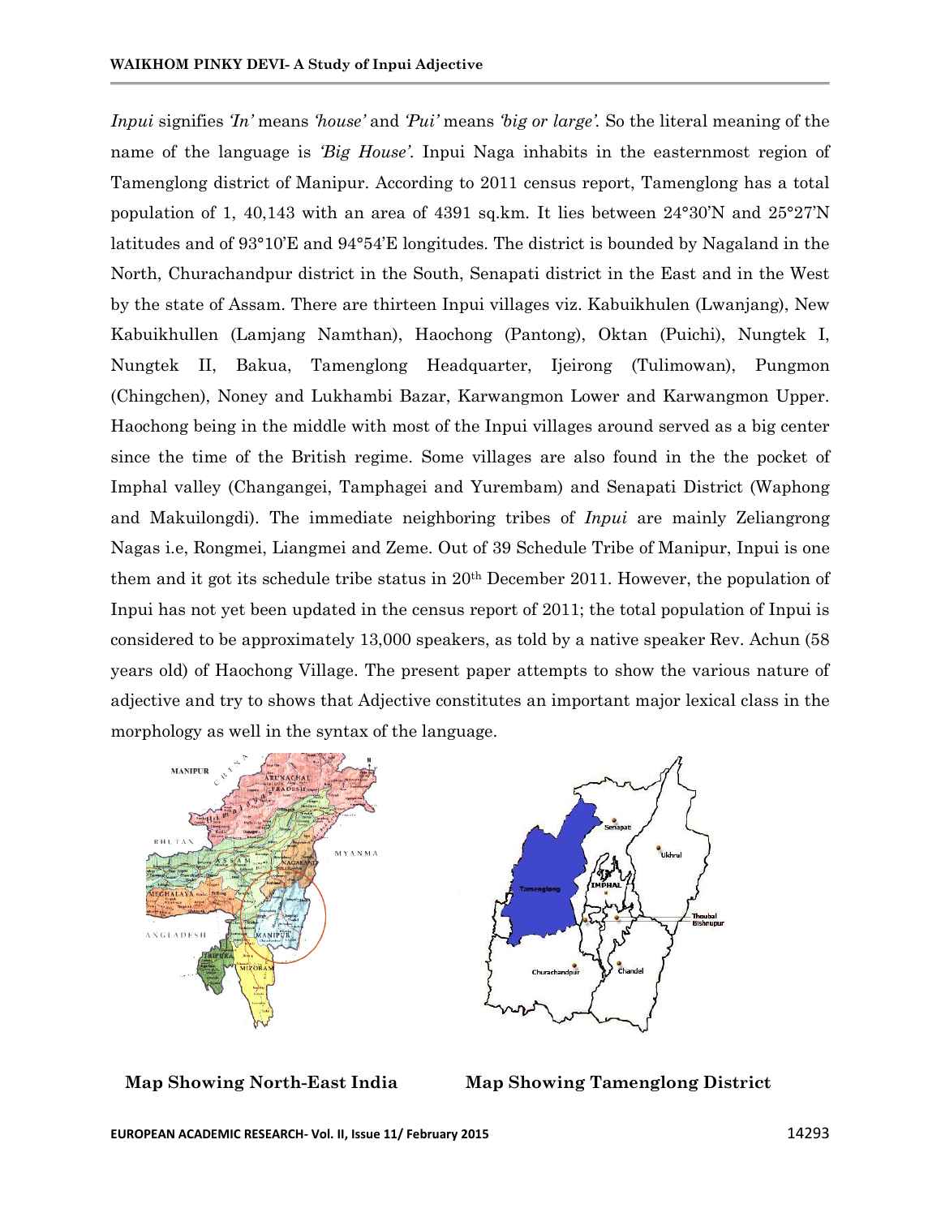*Inpui* signifies *'In'* means *'house'* and *'Pui'* means *'big or large'*. So the literal meaning of the name of the language is *'Big House'*. Inpui Naga inhabits in the easternmost region of Tamenglong district of Manipur. According to 2011 census report, Tamenglong has a total population of 1, 40,143 with an area of 4391 sq.km. It lies between 24°30'N and 25°27'N latitudes and of 93°10'E and 94°54'E longitudes. The district is bounded by Nagaland in the North, Churachandpur district in the South, Senapati district in the East and in the West by the state of Assam. There are thirteen Inpui villages viz. Kabuikhulen (Lwanjang), New Kabuikhullen (Lamjang Namthan), Haochong (Pantong), Oktan (Puichi), Nungtek I, Nungtek II, Bakua, Tamenglong Headquarter, Ijeirong (Tulimowan), Pungmon (Chingchen), Noney and Lukhambi Bazar, Karwangmon Lower and Karwangmon Upper. Haochong being in the middle with most of the Inpui villages around served as a big center since the time of the British regime. Some villages are also found in the the pocket of Imphal valley (Changangei, Tamphagei and Yurembam) and Senapati District (Waphong and Makuilongdi). The immediate neighboring tribes of *Inpui* are mainly Zeliangrong Nagas i.e, Rongmei, Liangmei and Zeme. Out of 39 Schedule Tribe of Manipur, Inpui is one them and it got its schedule tribe status in 20th December 2011. However, the population of Inpui has not yet been updated in the census report of 2011; the total population of Inpui is considered to be approximately 13,000 speakers, as told by a native speaker Rev. Achun (58 years old) of Haochong Village. The present paper attempts to show the various nature of adjective and try to shows that Adjective constitutes an important major lexical class in the morphology as well in the syntax of the language.

**Map Showing North-East India**

**Map Showing Tamenglong District**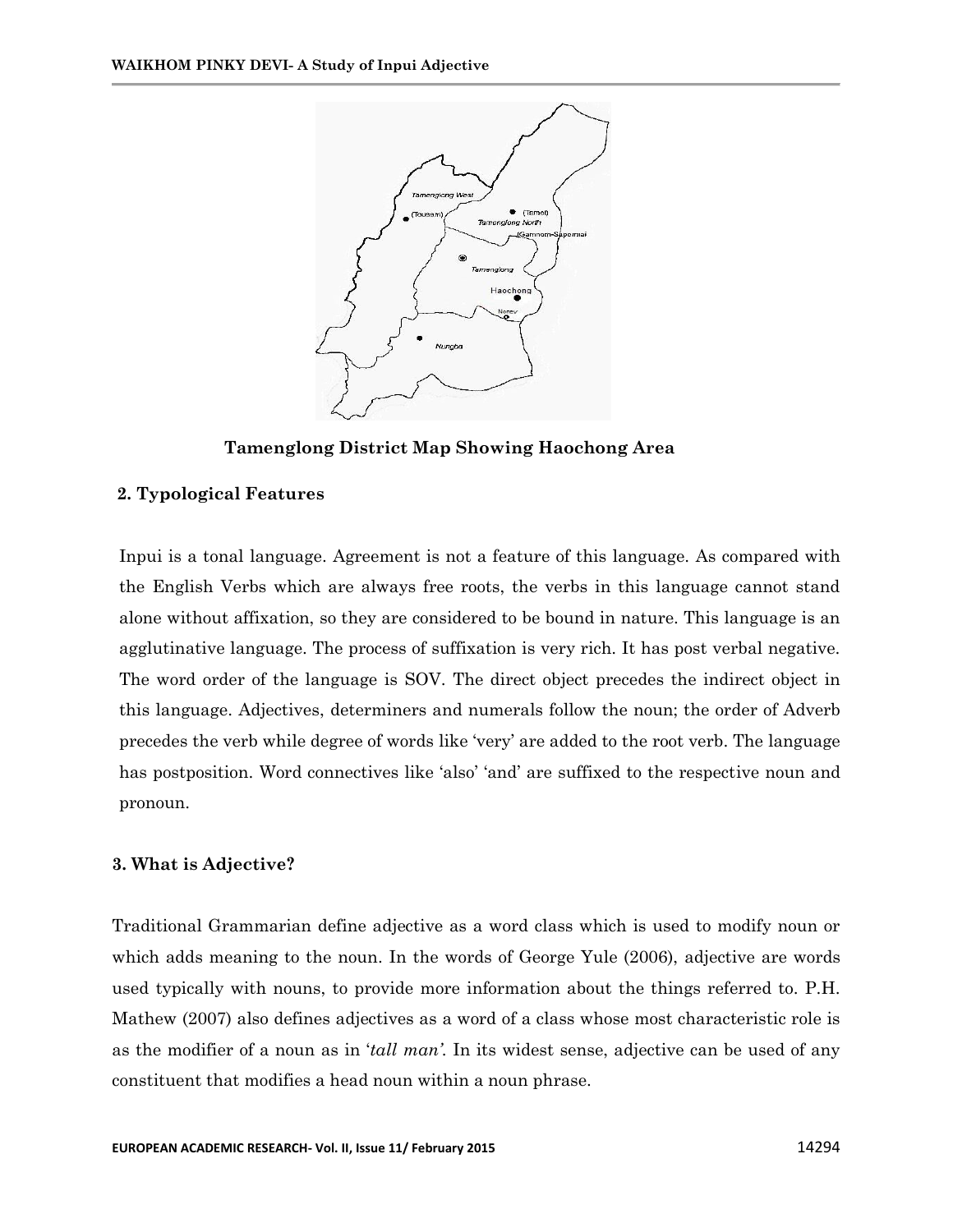**Tamenglong District Map Showing Haochong Area**

## 2. Typological Features

Inpui is a tonal language. Agreement is not a feature of this language. As compared with the English Verbs which are always free roots, the verbs in this language cannot stand alone without affixation, so they are considered to be bound in nature. This language is an agglutinative language. The process of suffixation is very rich. It has post verbal negative. The word order of the language is SOV. The direct object precedes the indirect object in this language. Adjectives, determiners and numerals follow the noun; the order of Adverb precedes the verb while degree of words like 'very' are added to the root verb. The language has postposition. Word connectives like 'also' 'and' are suffixed to the respective noun and pronoun.

## 3. What is Adjective?

Traditional Grammarian define adjective as a word class which is used to modify noun or which adds meaning to the noun. In the words of George Yule (2006), adjective are words used typically with nouns, to provide more information about the things referred to. P.H. Mathew (2007) also defines adjectives as a word of a class whose most characteristic role is as the modifier of a noun as in '*tall man'*. In its widest sense, adjective can be used of any constituent that modifies a head noun within a noun phrase.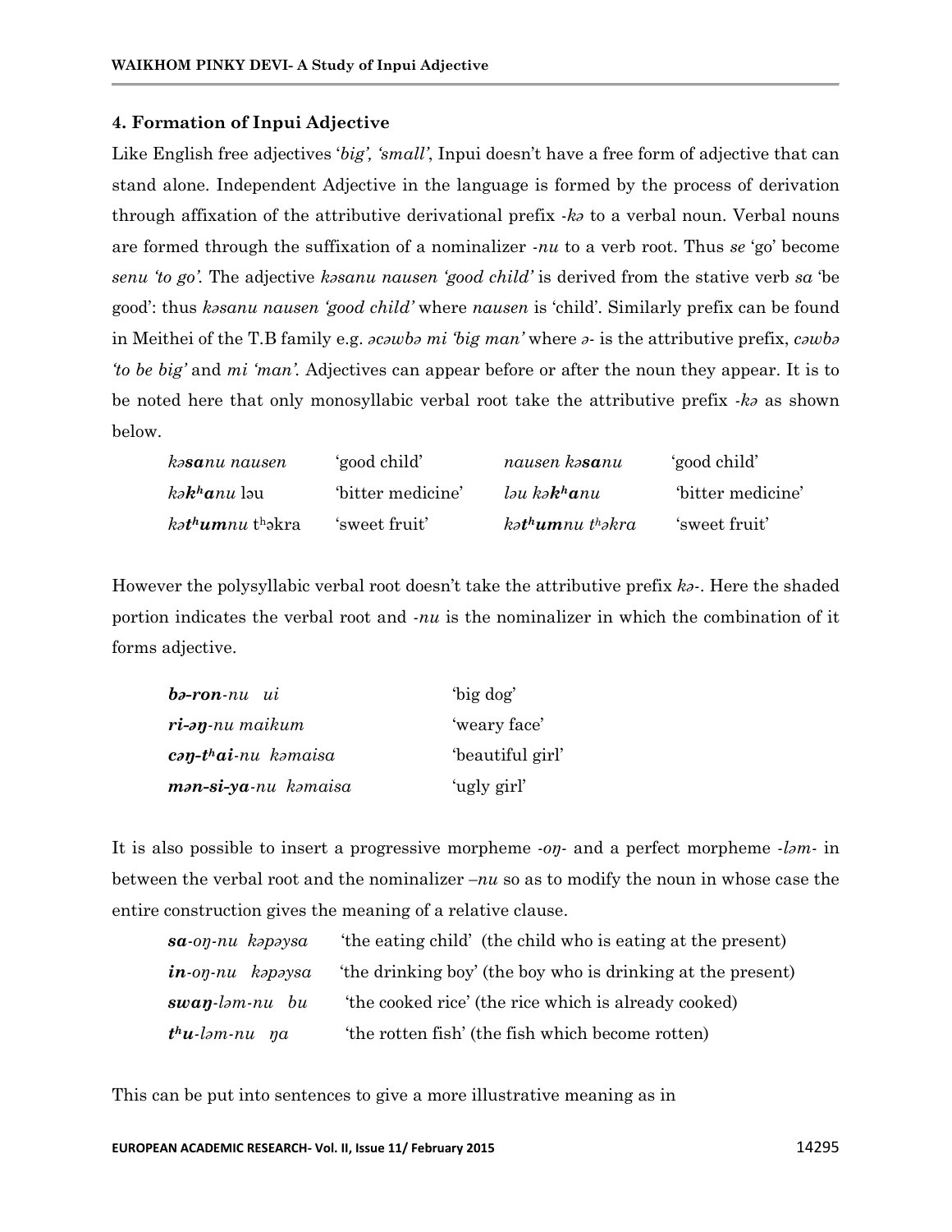### 4. Formation of Inpui Adjective

Like English free adjectives '*big', 'small'*, Inpui doesn't have a free form of adjective that can stand alone. Independent Adjective in the language is formed by the process of derivation through affixation of the attributive derivational prefix *-kə* to a verbal noun. Verbal nouns are formed through the suffixation of a nominalizer *-nu* to a verb root. Thus *se* 'go' become *senu 'to go'*. The adjective *kəsanu nausen 'good child'* is derived from the stative verb *sa* 'be good': thus *kəsanu nausen 'good child'* where *nausen* is 'child'. Similarly prefix can be found in Meithei of the T.B family e.g. *əcəwbə mi 'big man'* where *ə-* is the attributive prefix, *cəwbə 'to be big'* and *mi 'man'*. Adjectives can appear before or after the noun they appear. It is to be noted here that only monosyllabic verbal root take the attributive prefix *-kə* as shown below.

| | | | |
|---|---|---|---|
| *kə**sa**nu nausen* | 'good child' | *nausen kə**sa**nu* | 'good child' |
| *kə**kʰa**nu* ləu | 'bitter medicine' | *ləu kə**kʰa**nu* | 'bitter medicine' |
| *kə**tʰum**nu* tʰəkra | 'sweet fruit' | *kə**tʰum**nu tʰəkra* | 'sweet fruit' |

However the polysyllabic verbal root doesn't take the attributive prefix *kə-*. Here the shaded portion indicates the verbal root and *-nu* is the nominalizer in which the combination of it forms adjective.

| | |
|---|---|
| ***bə-ron**-nu ui* | 'big dog' |
| ***ri-əŋ**-nu maikum* | 'weary face' |
| ***cəŋ-tʰai**-nu kəmaisa* | 'beautiful girl' |
| ***mən-si-ya**-nu kəmaisa* | 'ugly girl' |

It is also possible to insert a progressive morpheme *-oŋ-* and a perfect morpheme *-ləm-* in between the verbal root and the nominalizer *–nu* so as to modify the noun in whose case the entire construction gives the meaning of a relative clause.

| | |
|---|---|
| ***sa**-oŋ-nu kəpəysa* | 'the eating child' (the child who is eating at the present) |
| ***in**-oŋ-nu kəpəysa* | 'the drinking boy' (the boy who is drinking at the present) |
| ***swaŋ**-ləm-nu bu* | 'the cooked rice' (the rice which is already cooked) |
| ***tʰu**-ləm-nu ŋa* | 'the rotten fish' (the fish which become rotten) |

This can be put into sentences to give a more illustrative meaning as in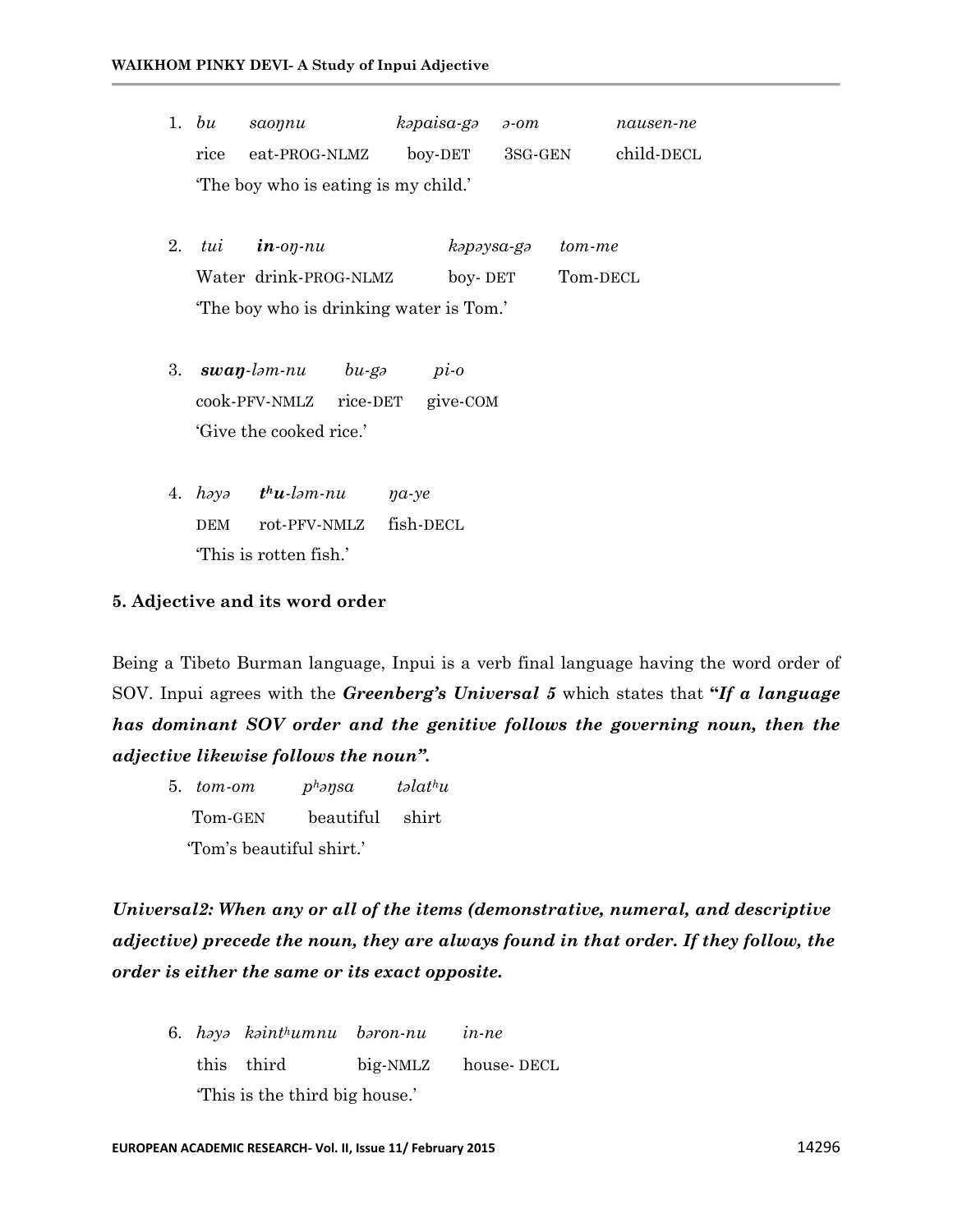1. *bu saoŋnu kəpaisa-gə ə-om nausen-ne*
   rice eat-PROG-NLMZ boy-DET 3SG-GEN child-DECL
   'The boy who is eating is my child.'

2. *tui **in**-oŋ-nu kəpəysa-gə tom-me*
   Water drink-PROG-NLMZ boy- DET Tom-DECL
   'The boy who is drinking water is Tom.'

3. ***swaŋ**-ləm-nu bu-gə pi-o*
   cook-PFV-NMLZ rice-DET give-COM
   'Give the cooked rice.'

4. *həyə **tʰu**-ləm-nu ŋa-ye*
   DEM rot-PFV-NMLZ fish-DECL
   'This is rotten fish.'

### 5. Adjective and its word order

Being a Tibeto Burman language, Inpui is a verb final language having the word order of SOV. Inpui agrees with the ***Greenberg's Universal 5*** which states that **"*If a language has dominant SOV order and the genitive follows the governing noun, then the adjective likewise follows the noun"*.**

5. *tom-om pʰəŋsa təlatʰu*
   Tom-GEN beautiful shirt
   'Tom's beautiful shirt.'

***Universal2: When any or all of the items (demonstrative, numeral, and descriptive adjective) precede the noun, they are always found in that order. If they follow, the order is either the same or its exact opposite.***

6. *həyə kəintʰumnu bəron-nu in-ne*
   this third big-NMLZ house- DECL
   'This is the third big house.'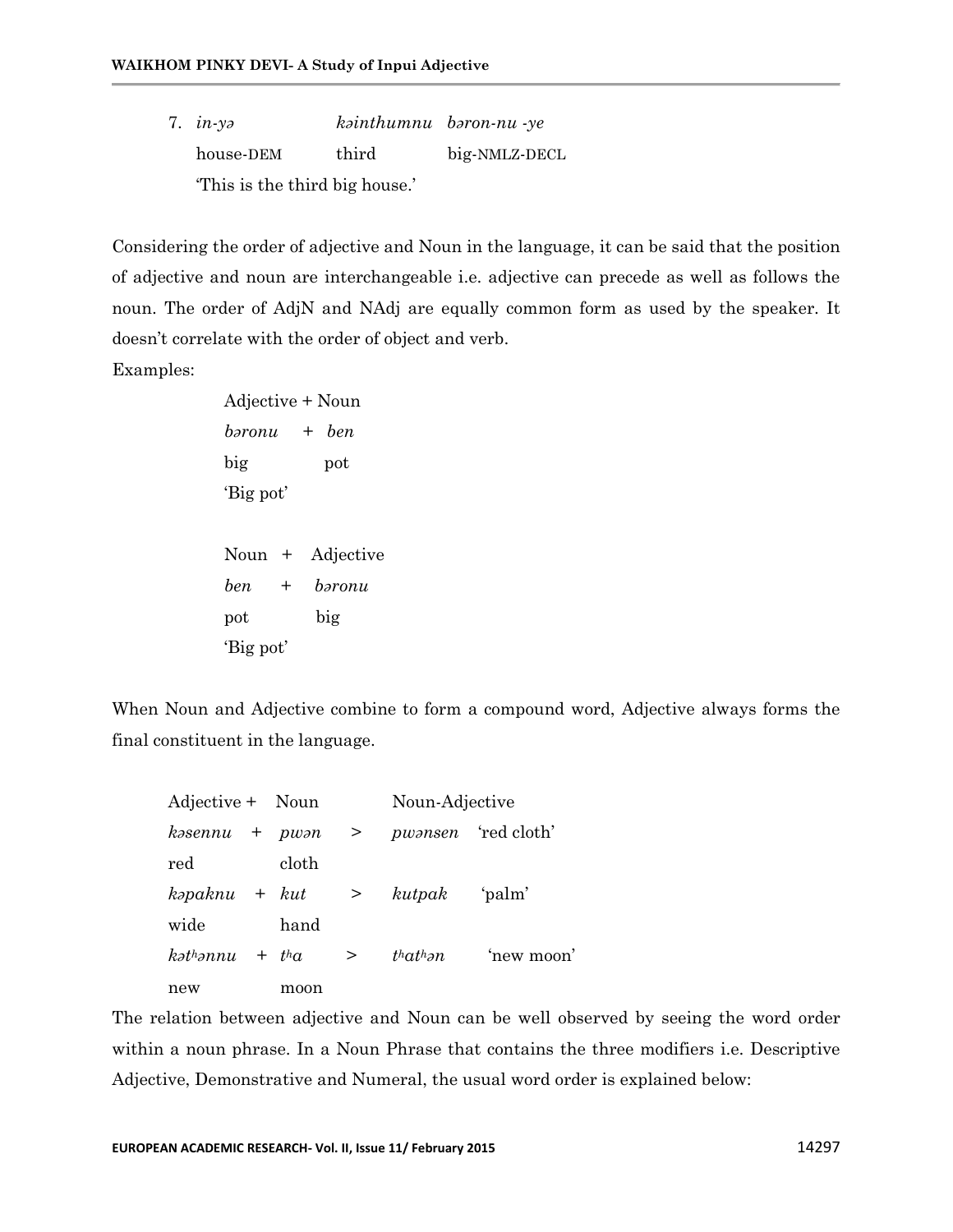7. *in-yə* *kəinthumnu* *bəron-nu -ye*
   house-DEM third big-NMLZ-DECL
   'This is the third big house.'

Considering the order of adjective and Noun in the language, it can be said that the position of adjective and noun are interchangeable i.e. adjective can precede as well as follows the noun. The order of AdjN and NAdj are equally common form as used by the speaker. It doesn't correlate with the order of object and verb.

Examples:

Adjective + Noun
*bəronu* + *ben*
big pot
'Big pot'

Noun + Adjective
*ben* + *bəronu*
pot big
'Big pot'

When Noun and Adjective combine to form a compound word, Adjective always forms the final constituent in the language.

| Adjective + | Noun | | Noun-Adjective | |
|---|---|---|---|---|
| *kəsennu* + | *pwən* | > | *pwənsen* | 'red cloth' |
| red | cloth | | | |
| *kəpaknu* + | *kut* | > | *kutpak* | 'palm' |
| wide | hand | | | |
| *kət^hənnu* + | *t^ha* | > | *t^hat^hən* | 'new moon' |
| new | moon | | | |

The relation between adjective and Noun can be well observed by seeing the word order within a noun phrase. In a Noun Phrase that contains the three modifiers i.e. Descriptive Adjective, Demonstrative and Numeral, the usual word order is explained below: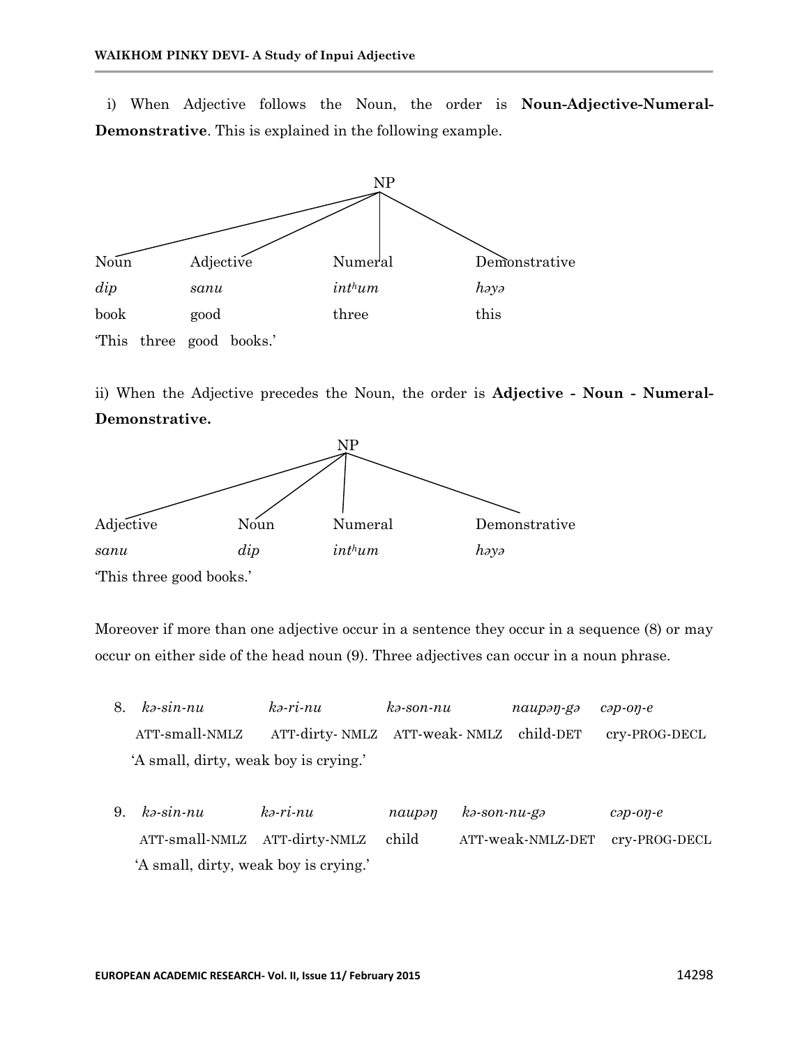i) When Adjective follows the Noun, the order is **Noun-Adjective-Numeral-Demonstrative**. This is explained in the following example.

| NP | | | |
|---|---|---|---|
| Noun | Adjective | Numeral | Demonstrative |
| *dip* | *sanu* | *int^h^um* | *həyə* |
| book | good | three | this |

'This three good books.'

ii) When the Adjective precedes the Noun, the order is **Adjective - Noun - Numeral-Demonstrative.**

| NP | | | |
|---|---|---|---|
| Adjective | Noun | Numeral | Demonstrative |
| *sanu* | *dip* | *int^h^um* | *həyə* |

'This three good books.'

Moreover if more than one adjective occur in a sentence they occur in a sequence (8) or may occur on either side of the head noun (9). Three adjectives can occur in a noun phrase.

8. *kə-sin-nu* *kə-ri-nu* *kə-son-nu* *naupəŋ-gə* *cəp-oŋ-e*
   ATT-small-NMLZ ATT-dirty- NMLZ ATT-weak- NMLZ child-DET cry-PROG-DECL
   'A small, dirty, weak boy is crying.'

9. *kə-sin-nu* *kə-ri-nu* *naupəŋ* *kə-son-nu-gə* *cəp-oŋ-e*
   ATT-small-NMLZ ATT-dirty-NMLZ child ATT-weak-NMLZ-DET cry-PROG-DECL
   'A small, dirty, weak boy is crying.'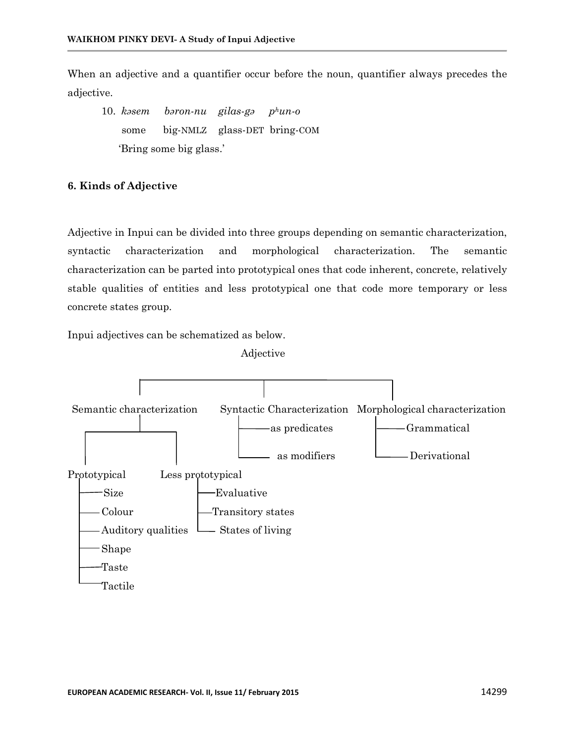When an adjective and a quantifier occur before the noun, quantifier always precedes the adjective.

10. *kəsem* *bəron-nu* *gilas-gə* *pʰun-o*
    some big-NMLZ glass-DET bring-COM
    'Bring some big glass.'

### 6. Kinds of Adjective

Adjective in Inpui can be divided into three groups depending on semantic characterization, syntactic characterization and morphological characterization. The semantic characterization can be parted into prototypical ones that code inherent, concrete, relatively stable qualities of entities and less prototypical one that code more temporary or less concrete states group.

Inpui adjectives can be schematized as below.

- Adjective
  - Semantic characterization
    - Prototypical
      - Size
      - Colour
      - Auditory qualities
      - Shape
      - Taste
      - Tactile
    - Less prototypical
      - Evaluative
      - Transitory states
      - States of living
  - Syntactic Characterization
    - as predicates
    - as modifiers
  - Morphological characterization
    - Grammatical
    - Derivational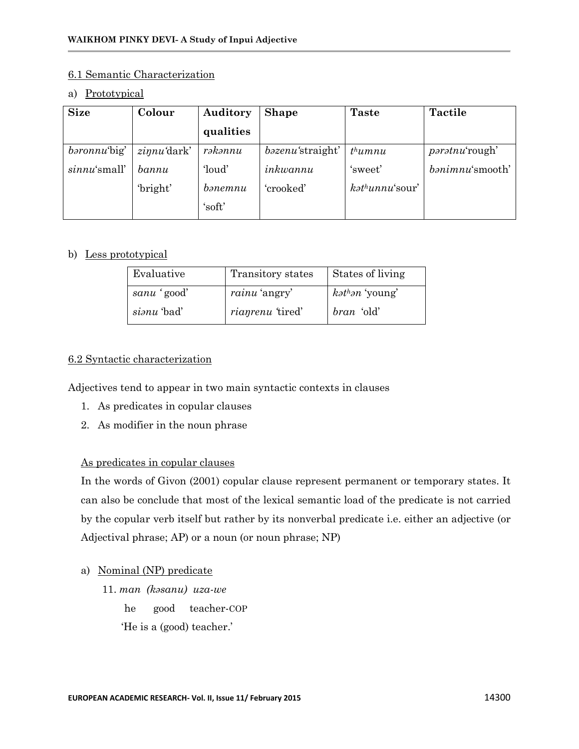6.1 Semantic Characterization

a) Prototypical

| Size | Colour | Auditory qualities | Shape | Taste | Tactile |
|---|---|---|---|---|---|
| *bəronnu*'big' *sinnu*'small' | *ziŋnu*'dark' *bannu* 'bright' | *rəkənnu* 'loud' *bənemnu* 'soft' | *bəzenu*'straight' *inkwannu* 'crooked' | *tʰumnu* 'sweet' *kətʰunnu*'sour' | *pərətnu*'rough' *bənimnu*'smooth' |

b) Less prototypical

| Evaluative | Transitory states | States of living |
|---|---|---|
| *sanu* ' good' *siənu* 'bad' | *rainu* 'angry' *riaŋrenu* 'tired' | *kətʰən* 'young' *bran* 'old' |

6.2 Syntactic characterization

Adjectives tend to appear in two main syntactic contexts in clauses

1. As predicates in copular clauses
2. As modifier in the noun phrase

As predicates in copular clauses

In the words of Givon (2001) copular clause represent permanent or temporary states. It can also be conclude that most of the lexical semantic load of the predicate is not carried by the copular verb itself but rather by its nonverbal predicate i.e. either an adjective (or Adjectival phrase; AP) or a noun (or noun phrase; NP)

a) Nominal (NP) predicate

11. *man (kəsanu) uza-we*
 he good teacher-COP
 'He is a (good) teacher.'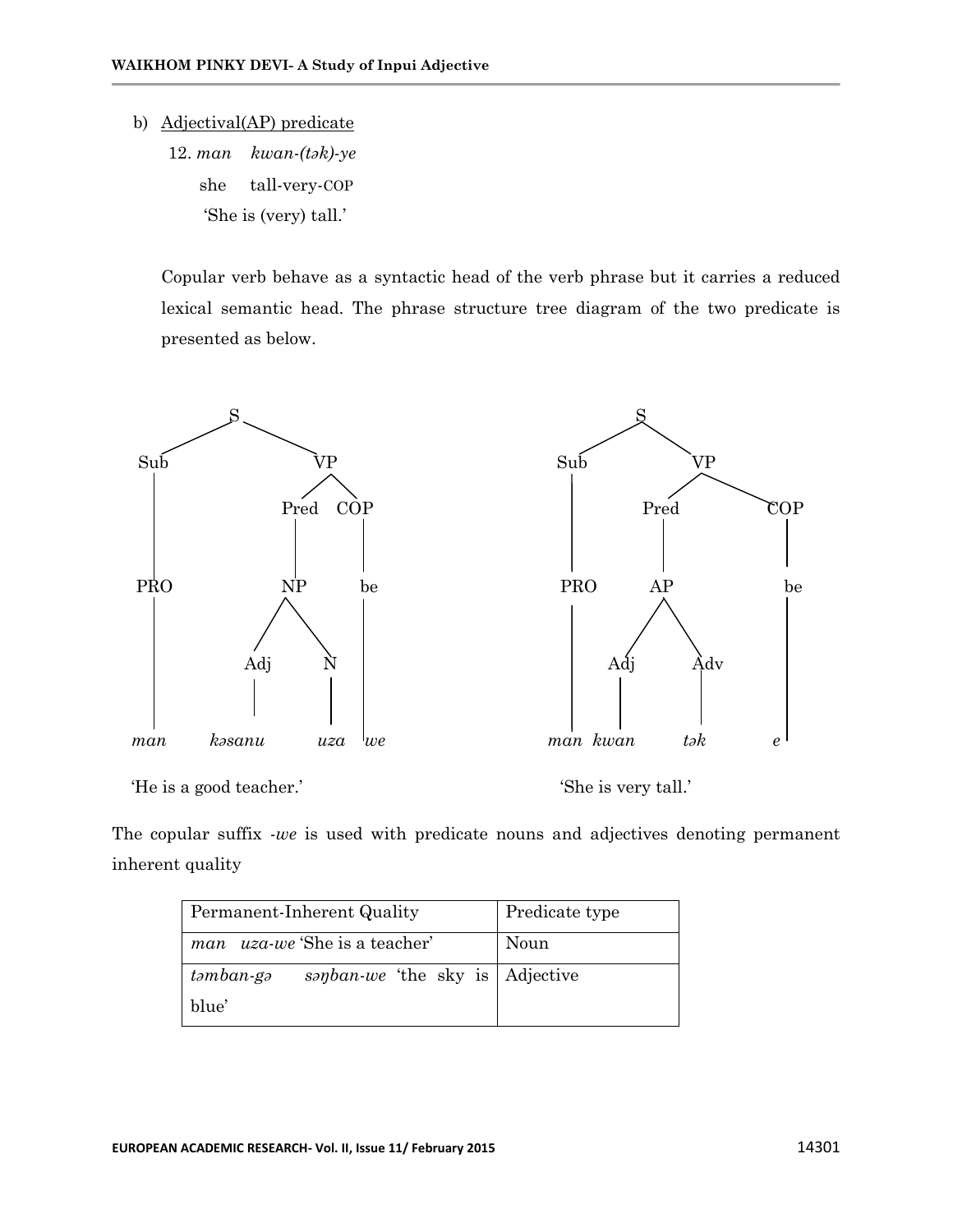b) Adjectival(AP) predicate

12. *man kwan-(tək)-ye*
 she tall-very-COP
 'She is (very) tall.'

Copular verb behave as a syntactic head of the verb phrase but it carries a reduced lexical semantic head. The phrase structure tree diagram of the two predicate is presented as below.

```
            S                                   S
          /   \                               /   \
       Sub     VP                          Sub     VP
        |     /  \                          |     /   \
        |  Pred  COP                        |  Pred    COP
        |    |     |                        |    |      |
       PRO   NP    be                      PRO   AP     be
        |   /  \   |                        |   /  \    |
        |  Adj  N  |                        |  Adj  Adv |
        |   |   |  |                        |   |    |  |
       man kəsanu uza we                   man kwan tək e
```

'He is a good teacher.' 'She is very tall.'

The copular suffix *-we* is used with predicate nouns and adjectives denoting permanent inherent quality

| Permanent-Inherent Quality | Predicate type |
|---|---|
| *man uza-we* 'She is a teacher' | Noun |
| *təmban-gə səŋban-we* 'the sky is blue' | Adjective |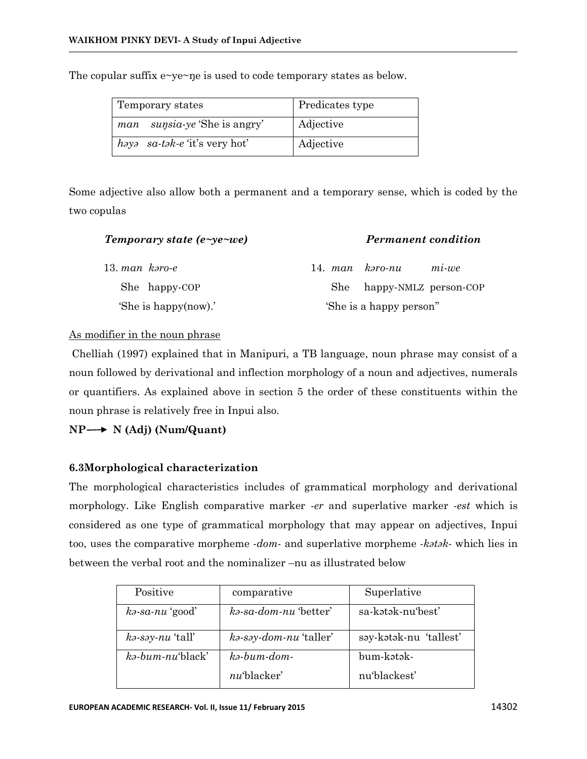The copular suffix e~ye~ŋe is used to code temporary states as below.

| Temporary states | Predicates type |
|---|---|
| *man suŋsia-ye* 'She is angry' | Adjective |
| *həyə sa-tək-e* 'it's very hot' | Adjective |

Some adjective also allow both a permanent and a temporary sense, which is coded by the two copulas

***Temporary state (e~ye~we)***

13. *man kəro-e*
    She happy-COP
    'She is happy(now).'

***Permanent condition***

14. *man kəro-nu mi-we*
    She happy-NMLZ person-COP
    'She is a happy person"

As modifier in the noun phrase

Chelliah (1997) explained that in Manipuri, a TB language, noun phrase may consist of a noun followed by derivational and inflection morphology of a noun and adjectives, numerals or quantifiers. As explained above in section 5 the order of these constituents within the noun phrase is relatively free in Inpui also.

**NP ⟶ N (Adj) (Num/Quant)**

### 6.3Morphological characterization

The morphological characteristics includes of grammatical morphology and derivational morphology. Like English comparative marker *-er* and superlative marker *-est* which is considered as one type of grammatical morphology that may appear on adjectives, Inpui too, uses the comparative morpheme *-dom-* and superlative morpheme *-kətək-* which lies in between the verbal root and the nominalizer –nu as illustrated below

| Positive | comparative | Superlative |
|---|---|---|
| *kə-sa-nu* 'good' | *kə-sa-dom-nu* 'better' | sa-kətək-nu'best' |
| *kə-səy-nu* 'tall' | *kə-səy-dom-nu* 'taller' | səy-kətək-nu 'tallest' |
| *kə-bum-nu*'black' | *kə-bum-dom-nu*'blacker' | bum-kətək-nu'blackest' |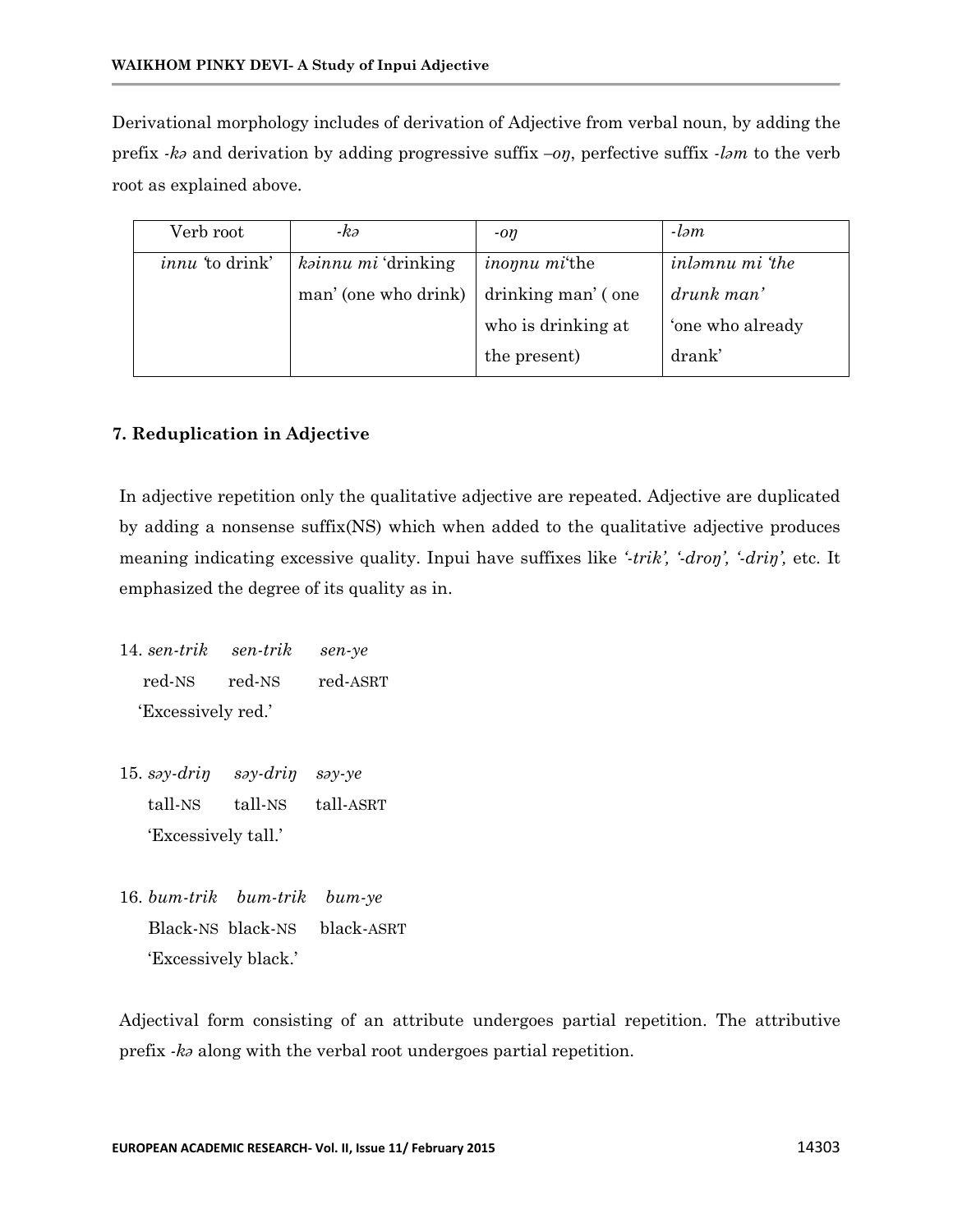Derivational morphology includes of derivation of Adjective from verbal noun, by adding the prefix *-kə* and derivation by adding progressive suffix *–oŋ*, perfective suffix *-ləm* to the verb root as explained above.

| Verb root | *-kə* | *-oŋ* | *-ləm* |
|---|---|---|---|
| *innu* 'to drink' | *kəinnu mi* 'drinking man' (one who drink) | *inoŋnu mi*'the drinking man' ( one who is drinking at the present) | *inləmnu mi 'the drunk man'* 'one who already drank' |

### 7. Reduplication in Adjective

In adjective repetition only the qualitative adjective are repeated. Adjective are duplicated by adding a nonsense suffix(NS) which when added to the qualitative adjective produces meaning indicating excessive quality. Inpui have suffixes like *'-trik', '-droŋ', '-driŋ',* etc. It emphasized the degree of its quality as in.

14. *sen-trik sen-trik sen-ye*
    red-NS red-NS red-ASRT
    'Excessively red.'

15. *səy-driŋ səy-driŋ səy-ye*
    tall-NS tall-NS tall-ASRT
    'Excessively tall.'

16. *bum-trik bum-trik bum-ye*
    Black-NS black-NS black-ASRT
    'Excessively black.'

Adjectival form consisting of an attribute undergoes partial repetition. The attributive prefix *-kə* along with the verbal root undergoes partial repetition.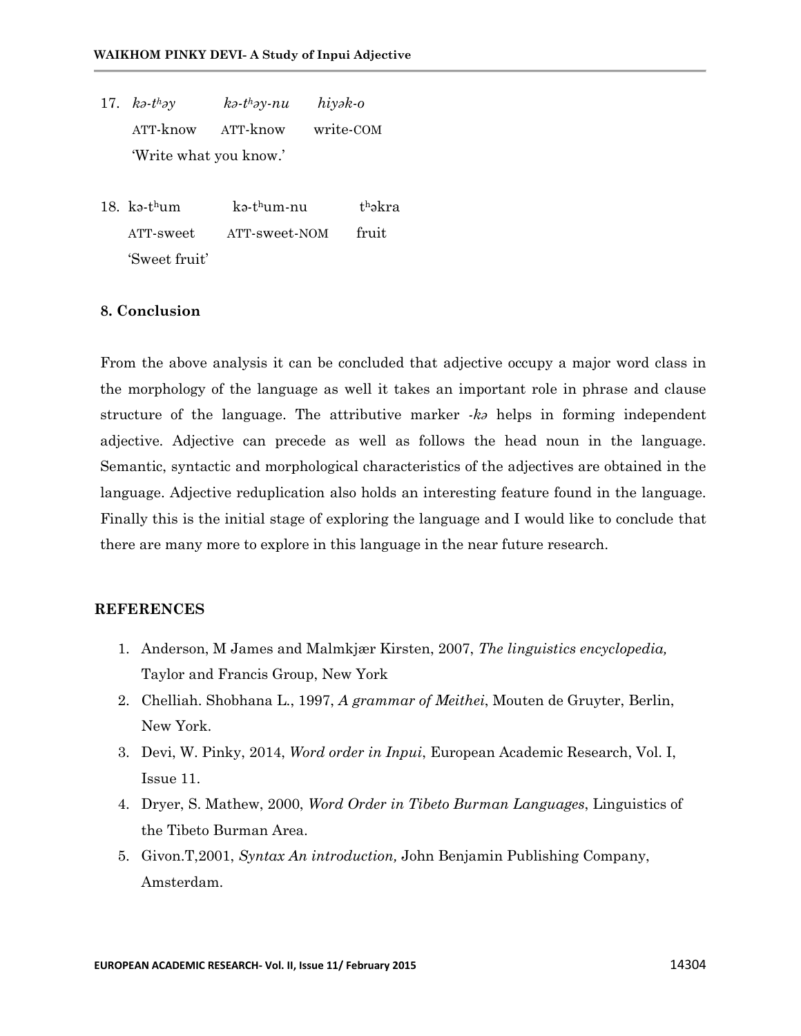17. *kə-tʰəy*     *kə-tʰəy-nu*     *hiyək-o*
    ATT-know     ATT-know     write-COM
    'Write what you know.'

18. kə-tʰum     kə-tʰum-nu     tʰəkra
    ATT-sweet     ATT-sweet-NOM     fruit
    'Sweet fruit'

### 8. Conclusion

From the above analysis it can be concluded that adjective occupy a major word class in the morphology of the language as well it takes an important role in phrase and clause structure of the language. The attributive marker *-kə* helps in forming independent adjective. Adjective can precede as well as follows the head noun in the language. Semantic, syntactic and morphological characteristics of the adjectives are obtained in the language. Adjective reduplication also holds an interesting feature found in the language. Finally this is the initial stage of exploring the language and I would like to conclude that there are many more to explore in this language in the near future research.

### REFERENCES

1. Anderson, M James and Malmkjær Kirsten, 2007, *The linguistics encyclopedia,* Taylor and Francis Group, New York
2. Chelliah. Shobhana L., 1997, *A grammar of Meithei*, Mouten de Gruyter, Berlin, New York.
3. Devi, W. Pinky, 2014, *Word order in Inpui*, European Academic Research, Vol. I, Issue 11.
4. Dryer, S. Mathew, 2000, *Word Order in Tibeto Burman Languages*, Linguistics of the Tibeto Burman Area.
5. Givon.T,2001, *Syntax An introduction,* John Benjamin Publishing Company, Amsterdam.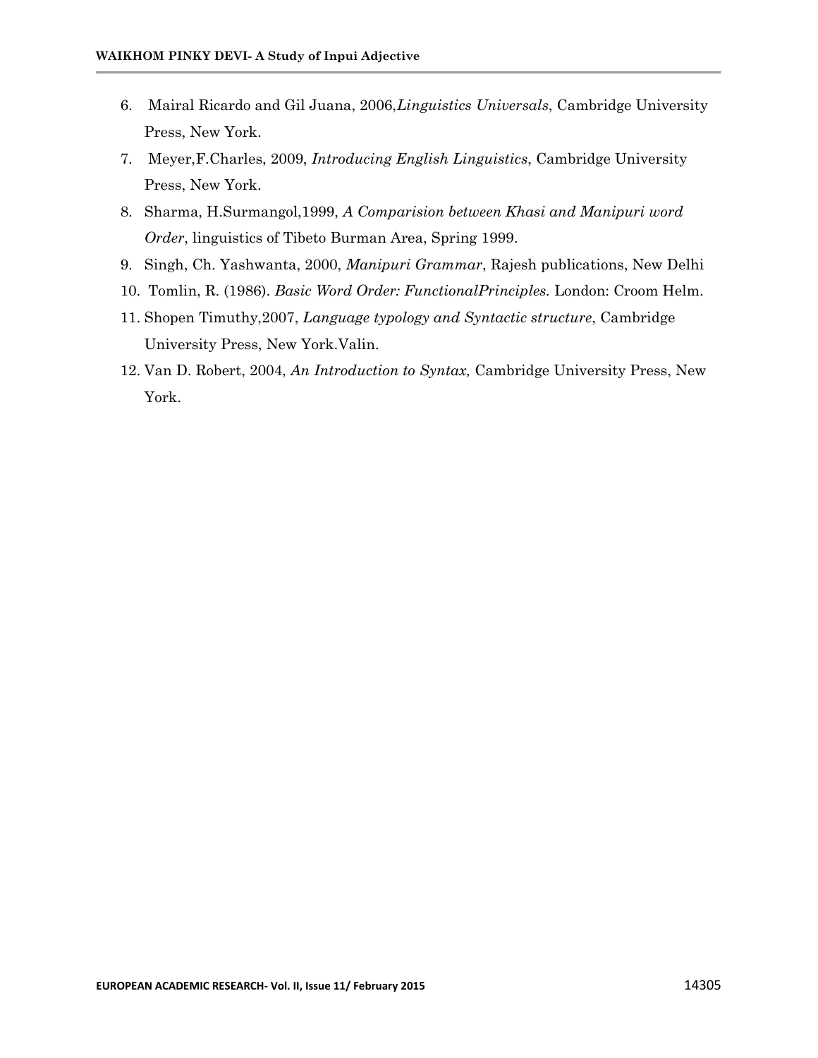6. Mairal Ricardo and Gil Juana, 2006,*Linguistics Universals*, Cambridge University Press, New York.
7. Meyer,F.Charles, 2009, *Introducing English Linguistics*, Cambridge University Press, New York.
8. Sharma, H.Surmangol,1999, *A Comparision between Khasi and Manipuri word Order*, linguistics of Tibeto Burman Area, Spring 1999.
9. Singh, Ch. Yashwanta, 2000, *Manipuri Grammar*, Rajesh publications, New Delhi
10. Tomlin, R. (1986). *Basic Word Order: FunctionalPrinciples.* London: Croom Helm.
11. Shopen Timuthy,2007, *Language typology and Syntactic structure*, Cambridge University Press, New York.Valin.
12. Van D. Robert, 2004, *An Introduction to Syntax,* Cambridge University Press, New York.